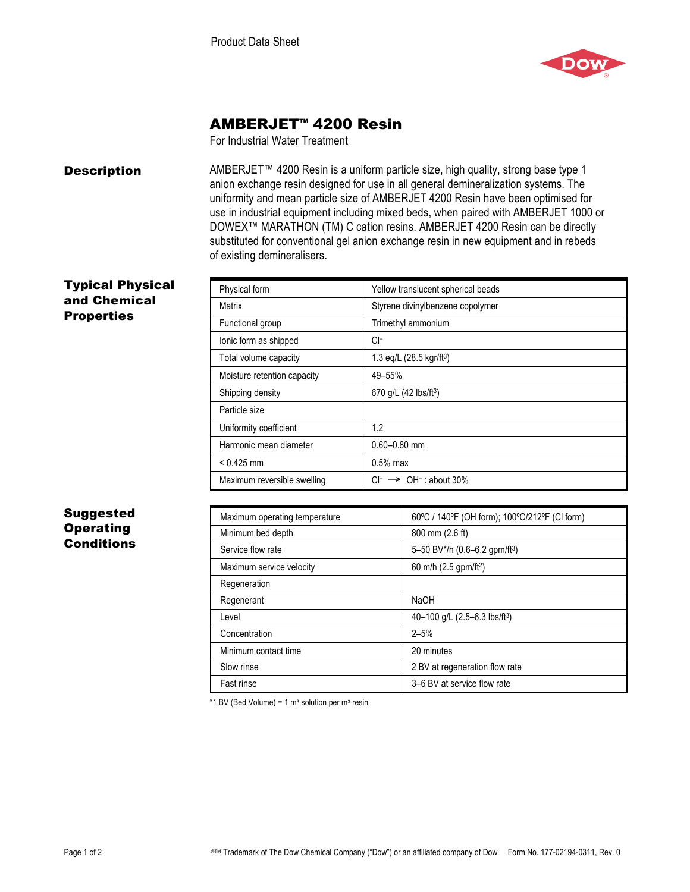Product Data Sheet

# AMBERJET™ 4200 Resin

For Industrial Water Treatment

## Description

AMBERJET™ 4200 Resin is a uniform particle size, high quality, strong base type 1 anion exchange resin designed for use in all general demineralization systems. The uniformity and mean particle size of AMBERJET 4200 Resin have been optimised for use in industrial equipment including mixed beds, when paired with AMBERJET 1000 or DOWEX™ MARATHON (TM) C cation resins. AMBERJET 4200 Resin can be directly substituted for conventional gel anion exchange resin in new equipment and in rebeds of existing demineralisers.

## Typical Physical and Chemical Properties

| Property | Value |
|---|---|
| Physical form | Yellow translucent spherical beads |
| Matrix | Styrene divinylbenzene copolymer |
| Functional group | Trimethyl ammonium |
| Ionic form as shipped | $Cl^-$ |
| Total volume capacity | 1.3 eq/L (28.5 kgr/ft$^3$) |
| Moisture retention capacity | 49–55% |
| Shipping density | 670 g/L (42 lbs/ft$^3$) |
| Particle size | |
| Uniformity coefficient | 1.2 |
| Harmonic mean diameter | 0.60–0.80 mm |
| < 0.425 mm | 0.5% max |
| Maximum reversible swelling | $Cl^- \rightarrow OH^-$ : about 30% |

## Suggested Operating Conditions

| Condition | Value |
|---|---|
| Maximum operating temperature | 60ºC / 140ºF (OH form); 100ºC/212ºF (Cl form) |
| Minimum bed depth | 800 mm (2.6 ft) |
| Service flow rate | 5–50 BV*/h (0.6–6.2 gpm/ft$^3$) |
| Maximum service velocity | 60 m/h (2.5 gpm/ft$^2$) |
| Regeneration | |
| Regenerant | NaOH |
| Level | 40–100 g/L (2.5–6.3 lbs/ft$^3$) |
| Concentration | 2–5% |
| Minimum contact time | 20 minutes |
| Slow rinse | 2 BV at regeneration flow rate |
| Fast rinse | 3–6 BV at service flow rate |

*1 BV (Bed Volume) = 1 m$^3$ solution per m$^3$ resin

®™ Trademark of The Dow Chemical Company ("Dow") or an affiliated company of Dow Form No. 177-02194-0311, Rev. 0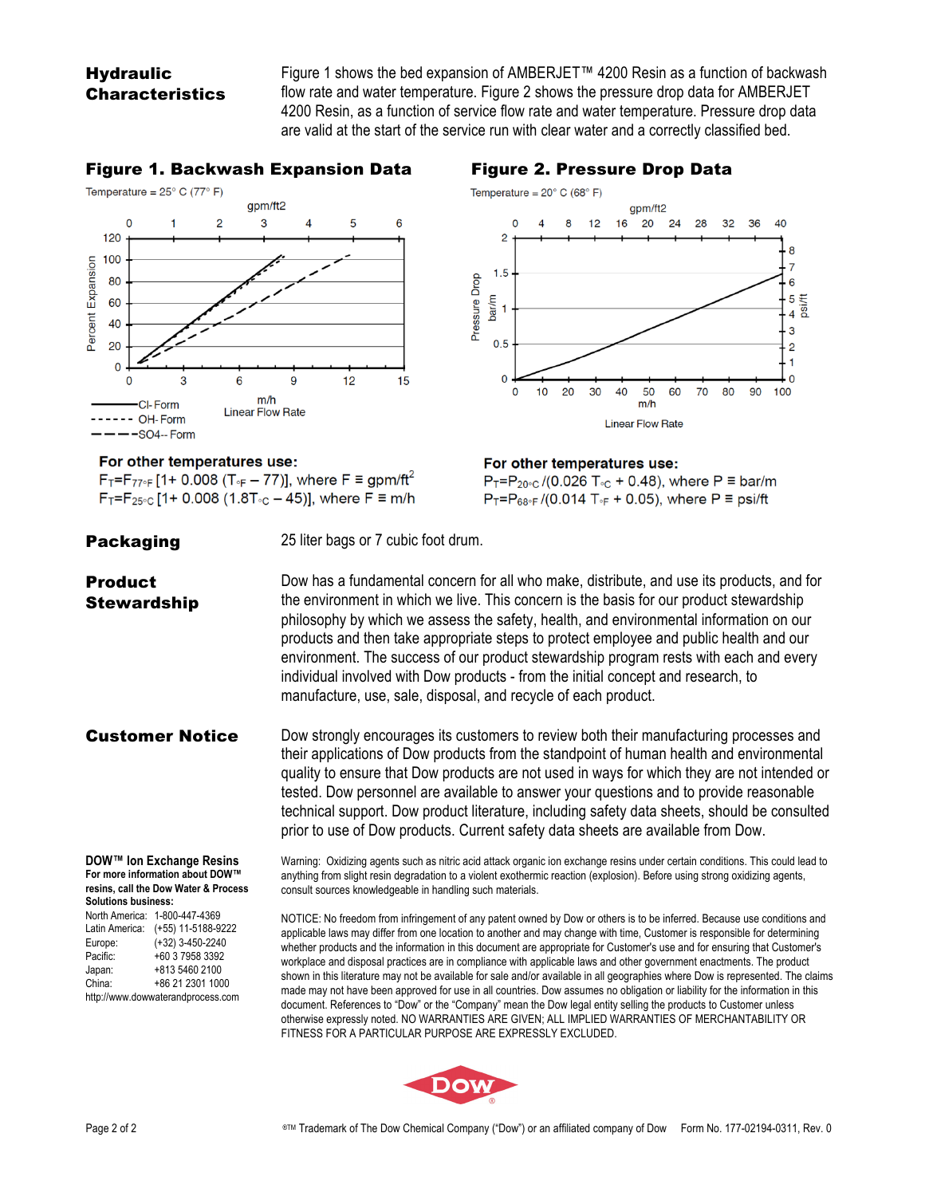## Hydraulic Characteristics

Figure 1 shows the bed expansion of AMBERJET™ 4200 Resin as a function of backwash flow rate and water temperature. Figure 2 shows the pressure drop data for AMBERJET 4200 Resin, as a function of service flow rate and water temperature. Pressure drop data are valid at the start of the service run with clear water and a correctly classified bed.

### Figure 1. Backwash Expansion Data

Temperature = 25° C (77° F)

gpm/ft2

0 1 2 3 4 5 6

Percent Expansion

120 100 80 60 40 20 0

0 3 6 9 12 15

m/h

Linear Flow Rate

——— Cl- Form

- - - - - - OH- Form

— — — SO4-- Form

**For other temperatures use:**

$F_T = F_{77°F}\,[1 + 0.008\,(T_{°F} - 77)]$, where F ≡ gpm/ft$^2$

$F_T = F_{25°C}\,[1 + 0.008\,(1.8T_{°C} - 45)]$, where F ≡ m/h

### Figure 2. Pressure Drop Data

Temperature = 20° C (68° F)

gpm/ft2

0 4 8 12 16 20 24 28 32 36 40

Pressure Drop

bar/m

2 1.5 1 0.5 0

psi/ft

8 7 6 5 4 3 2 1 0

0 10 20 30 40 50 60 70 80 90 100

m/h

Linear Flow Rate

**For other temperatures use:**

$P_T = P_{20°C}\,/(0.026\,T_{°C} + 0.48)$, where P ≡ bar/m

$P_T = P_{68°F}\,/(0.014\,T_{°F} + 0.05)$, where P ≡ psi/ft

## Packaging

25 liter bags or 7 cubic foot drum.

## Product Stewardship

Dow has a fundamental concern for all who make, distribute, and use its products, and for the environment in which we live. This concern is the basis for our product stewardship philosophy by which we assess the safety, health, and environmental information on our products and then take appropriate steps to protect employee and public health and our environment. The success of our product stewardship program rests with each and every individual involved with Dow products - from the initial concept and research, to manufacture, use, sale, disposal, and recycle of each product.

## Customer Notice

Dow strongly encourages its customers to review both their manufacturing processes and their applications of Dow products from the standpoint of human health and environmental quality to ensure that Dow products are not used in ways for which they are not intended or tested. Dow personnel are available to answer your questions and to provide reasonable technical support. Dow product literature, including safety data sheets, should be consulted prior to use of Dow products. Current safety data sheets are available from Dow.

**DOW™ Ion Exchange Resins**
**For more information about DOW™ resins, call the Dow Water & Process Solutions business:**

North America: 1-800-447-4369
Latin America: (+55) 11-5188-9222
Europe: (+32) 3-450-2240
Pacific: +60 3 7958 3392
Japan: +813 5460 2100
China: +86 21 2301 1000
http://www.dowwaterandprocess.com

Warning: Oxidizing agents such as nitric acid attack organic ion exchange resins under certain conditions. This could lead to anything from slight resin degradation to a violent exothermic reaction (explosion). Before using strong oxidizing agents, consult sources knowledgeable in handling such materials.

NOTICE: No freedom from infringement of any patent owned by Dow or others is to be inferred. Because use conditions and applicable laws may differ from one location to another and may change with time, Customer is responsible for determining whether products and the information in this document are appropriate for Customer's use and for ensuring that Customer's workplace and disposal practices are in compliance with applicable laws and other government enactments. The product shown in this literature may not be available for sale and/or available in all geographies where Dow is represented. The claims made may not have been approved for use in all countries. Dow assumes no obligation or liability for the information in this document. References to "Dow" or the "Company" mean the Dow legal entity selling the products to Customer unless otherwise expressly noted. NO WARRANTIES ARE GIVEN; ALL IMPLIED WARRANTIES OF MERCHANTABILITY OR FITNESS FOR A PARTICULAR PURPOSE ARE EXPRESSLY EXCLUDED.

®™ Trademark of The Dow Chemical Company ("Dow") or an affiliated company of Dow Form No. 177-02194-0311, Rev. 0